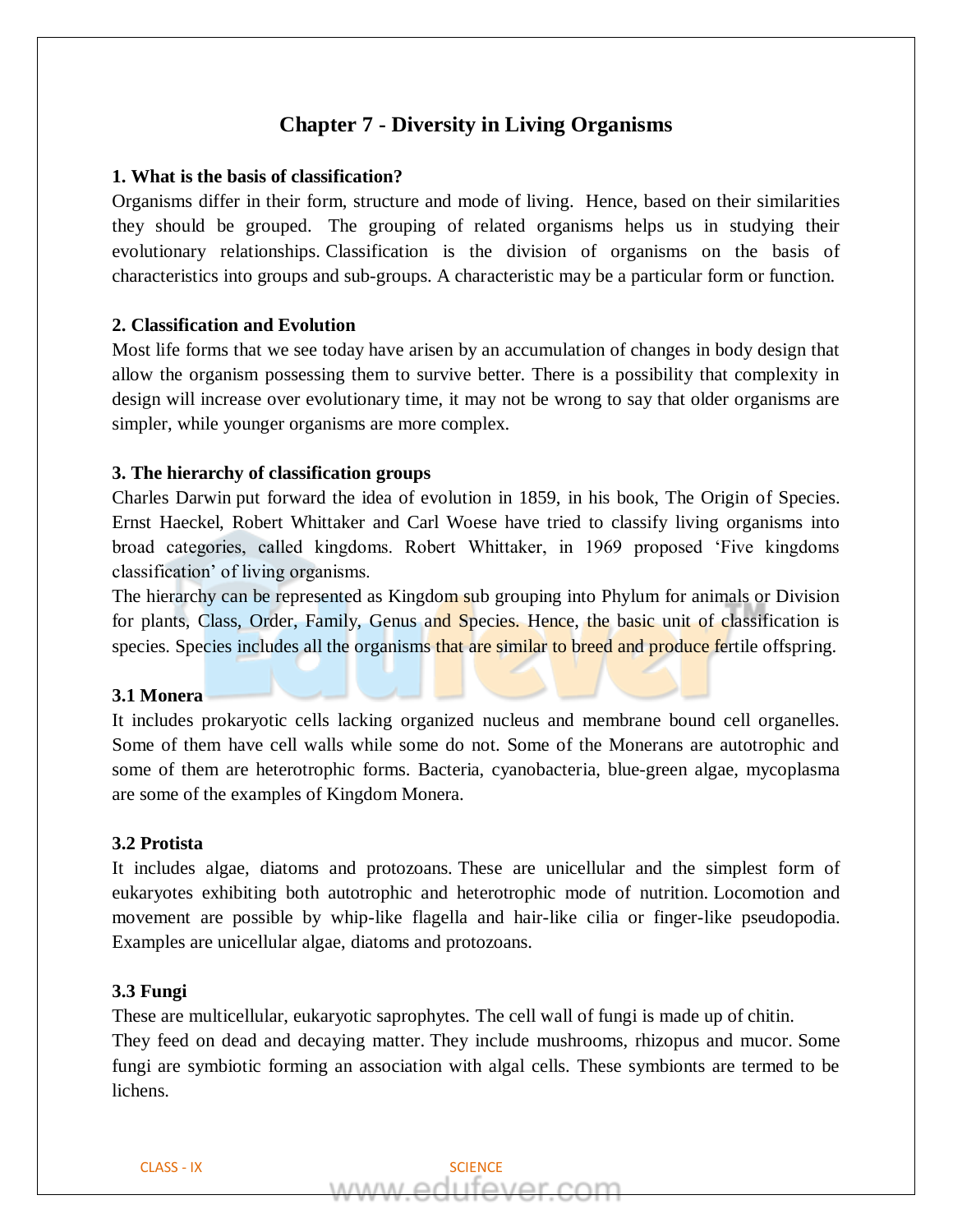# Chapter 7 - Diversity in Living Organisms

**1. What is the basis of classification?**

Organisms differ in their form, structure and mode of living. Hence, based on their similarities they should be grouped. The grouping of related organisms helps us in studying their evolutionary relationships. Classification is the division of organisms on the basis of characteristics into groups and sub-groups. A characteristic may be a particular form or function.

**2. Classification and Evolution**

Most life forms that we see today have arisen by an accumulation of changes in body design that allow the organism possessing them to survive better. There is a possibility that complexity in design will increase over evolutionary time, it may not be wrong to say that older organisms are simpler, while younger organisms are more complex.

**3. The hierarchy of classification groups**

Charles Darwin put forward the idea of evolution in 1859, in his book, The Origin of Species. Ernst Haeckel, Robert Whittaker and Carl Woese have tried to classify living organisms into broad categories, called kingdoms. Robert Whittaker, in 1969 proposed 'Five kingdoms classification' of living organisms.

The hierarchy can be represented as Kingdom sub grouping into Phylum for animals or Division for plants, Class, Order, Family, Genus and Species. Hence, the basic unit of classification is species. Species includes all the organisms that are similar to breed and produce fertile offspring.

**3.1 Monera**

It includes prokaryotic cells lacking organized nucleus and membrane bound cell organelles. Some of them have cell walls while some do not. Some of the Monerans are autotrophic and some of them are heterotrophic forms. Bacteria, cyanobacteria, blue-green algae, mycoplasma are some of the examples of Kingdom Monera.

**3.2 Protista**

It includes algae, diatoms and protozoans. These are unicellular and the simplest form of eukaryotes exhibiting both autotrophic and heterotrophic mode of nutrition. Locomotion and movement are possible by whip-like flagella and hair-like cilia or finger-like pseudopodia. Examples are unicellular algae, diatoms and protozoans.

**3.3 Fungi**

These are multicellular, eukaryotic saprophytes. The cell wall of fungi is made up of chitin.

They feed on dead and decaying matter. They include mushrooms, rhizopus and mucor. Some fungi are symbiotic forming an association with algal cells. These symbionts are termed to be lichens.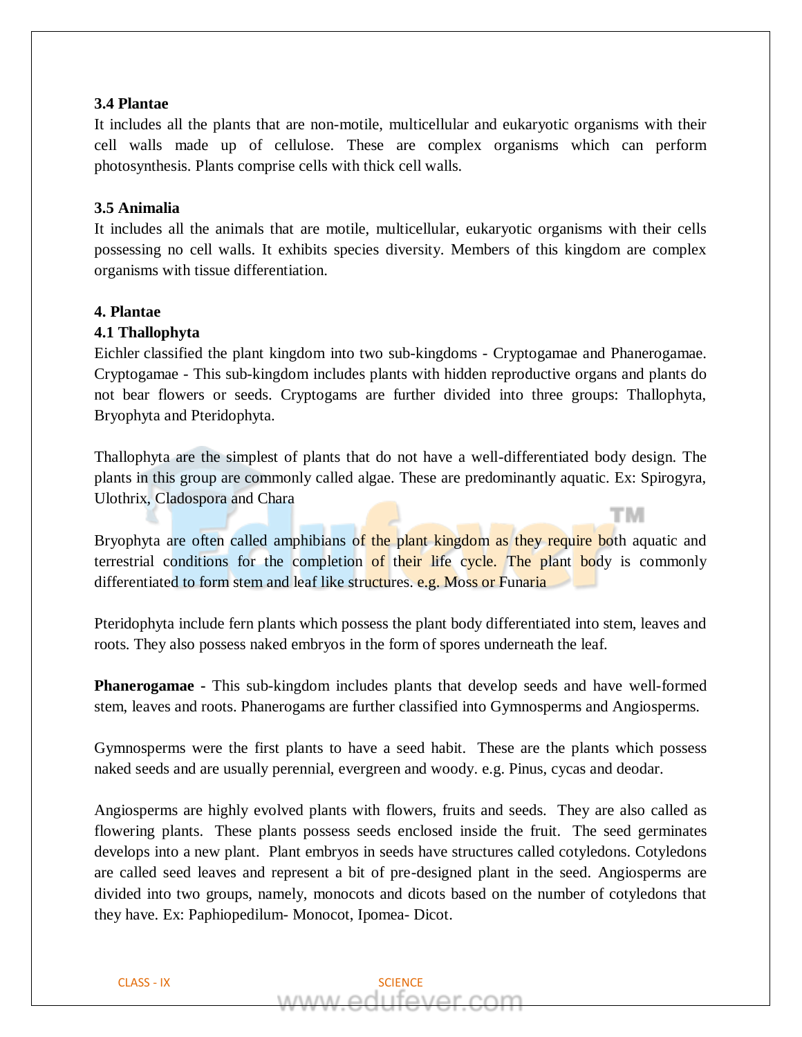### 3.4 Plantae

It includes all the plants that are non-motile, multicellular and eukaryotic organisms with their cell walls made up of cellulose. These are complex organisms which can perform photosynthesis. Plants comprise cells with thick cell walls.

### 3.5 Animalia

It includes all the animals that are motile, multicellular, eukaryotic organisms with their cells possessing no cell walls. It exhibits species diversity. Members of this kingdom are complex organisms with tissue differentiation.

## 4. Plantae

### 4.1 Thallophyta

Eichler classified the plant kingdom into two sub-kingdoms - Cryptogamae and Phanerogamae. Cryptogamae - This sub-kingdom includes plants with hidden reproductive organs and plants do not bear flowers or seeds. Cryptogams are further divided into three groups: Thallophyta, Bryophyta and Pteridophyta.

Thallophyta are the simplest of plants that do not have a well-differentiated body design. The plants in this group are commonly called algae. These are predominantly aquatic. Ex: Spirogyra, Ulothrix, Cladospora and Chara

Bryophyta are often called amphibians of the plant kingdom as they require both aquatic and terrestrial conditions for the completion of their life cycle. The plant body is commonly differentiated to form stem and leaf like structures. e.g. Moss or Funaria

Pteridophyta include fern plants which possess the plant body differentiated into stem, leaves and roots. They also possess naked embryos in the form of spores underneath the leaf.

**Phanerogamae -** This sub-kingdom includes plants that develop seeds and have well-formed stem, leaves and roots. Phanerogams are further classified into Gymnosperms and Angiosperms.

Gymnosperms were the first plants to have a seed habit. These are the plants which possess naked seeds and are usually perennial, evergreen and woody. e.g. Pinus, cycas and deodar.

Angiosperms are highly evolved plants with flowers, fruits and seeds. They are also called as flowering plants. These plants possess seeds enclosed inside the fruit. The seed germinates develops into a new plant. Plant embryos in seeds have structures called cotyledons. Cotyledons are called seed leaves and represent a bit of pre-designed plant in the seed. Angiosperms are divided into two groups, namely, monocots and dicots based on the number of cotyledons that they have. Ex: Paphiopedilum- Monocot, Ipomea- Dicot.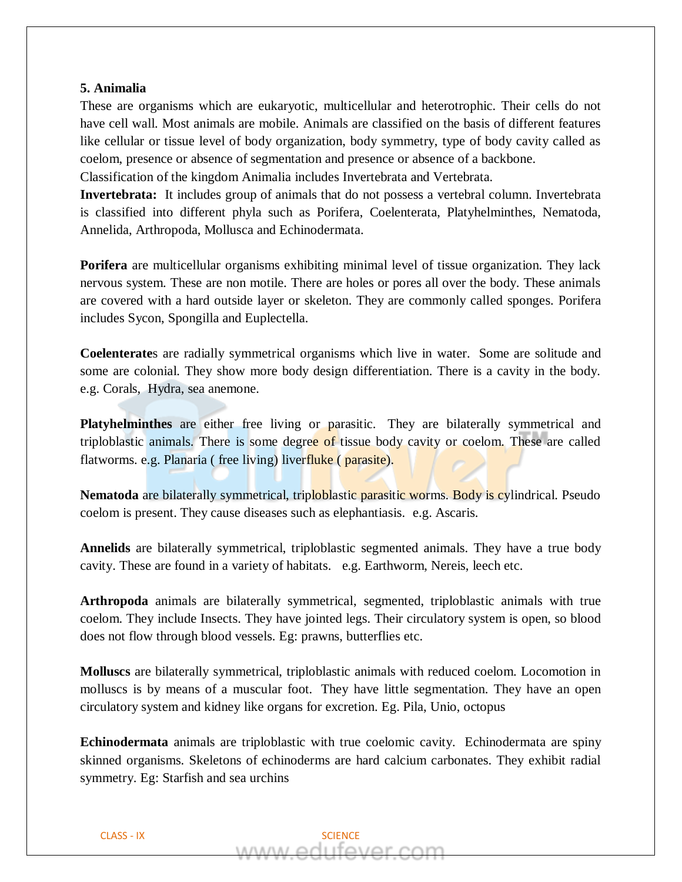**5. Animalia**

These are organisms which are eukaryotic, multicellular and heterotrophic. Their cells do not have cell wall. Most animals are mobile. Animals are classified on the basis of different features like cellular or tissue level of body organization, body symmetry, type of body cavity called as coelom, presence or absence of segmentation and presence or absence of a backbone.

Classification of the kingdom Animalia includes Invertebrata and Vertebrata.

**Invertebrata:** It includes group of animals that do not possess a vertebral column. Invertebrata is classified into different phyla such as Porifera, Coelenterata, Platyhelminthes, Nematoda, Annelida, Arthropoda, Mollusca and Echinodermata.

**Porifera** are multicellular organisms exhibiting minimal level of tissue organization. They lack nervous system. These are non motile. There are holes or pores all over the body. These animals are covered with a hard outside layer or skeleton. They are commonly called sponges. Porifera includes Sycon, Spongilla and Euplectella.

**Coelenterate**s are radially symmetrical organisms which live in water. Some are solitude and some are colonial. They show more body design differentiation. There is a cavity in the body. e.g. Corals, Hydra, sea anemone.

**Platyhelminthes** are either free living or parasitic. They are bilaterally symmetrical and triploblastic animals. There is some degree of tissue body cavity or coelom. These are called flatworms. e.g. Planaria ( free living) liverfluke ( parasite).

**Nematoda** are bilaterally symmetrical, triploblastic parasitic worms. Body is cylindrical. Pseudo coelom is present. They cause diseases such as elephantiasis. e.g. Ascaris.

**Annelids** are bilaterally symmetrical, triploblastic segmented animals. They have a true body cavity. These are found in a variety of habitats. e.g. Earthworm, Nereis, leech etc.

**Arthropoda** animals are bilaterally symmetrical, segmented, triploblastic animals with true coelom. They include Insects. They have jointed legs. Their circulatory system is open, so blood does not flow through blood vessels. Eg: prawns, butterflies etc.

**Molluscs** are bilaterally symmetrical, triploblastic animals with reduced coelom. Locomotion in molluscs is by means of a muscular foot. They have little segmentation. They have an open circulatory system and kidney like organs for excretion. Eg. Pila, Unio, octopus

**Echinodermata** animals are triploblastic with true coelomic cavity. Echinodermata are spiny skinned organisms. Skeletons of echinoderms are hard calcium carbonates. They exhibit radial symmetry. Eg: Starfish and sea urchins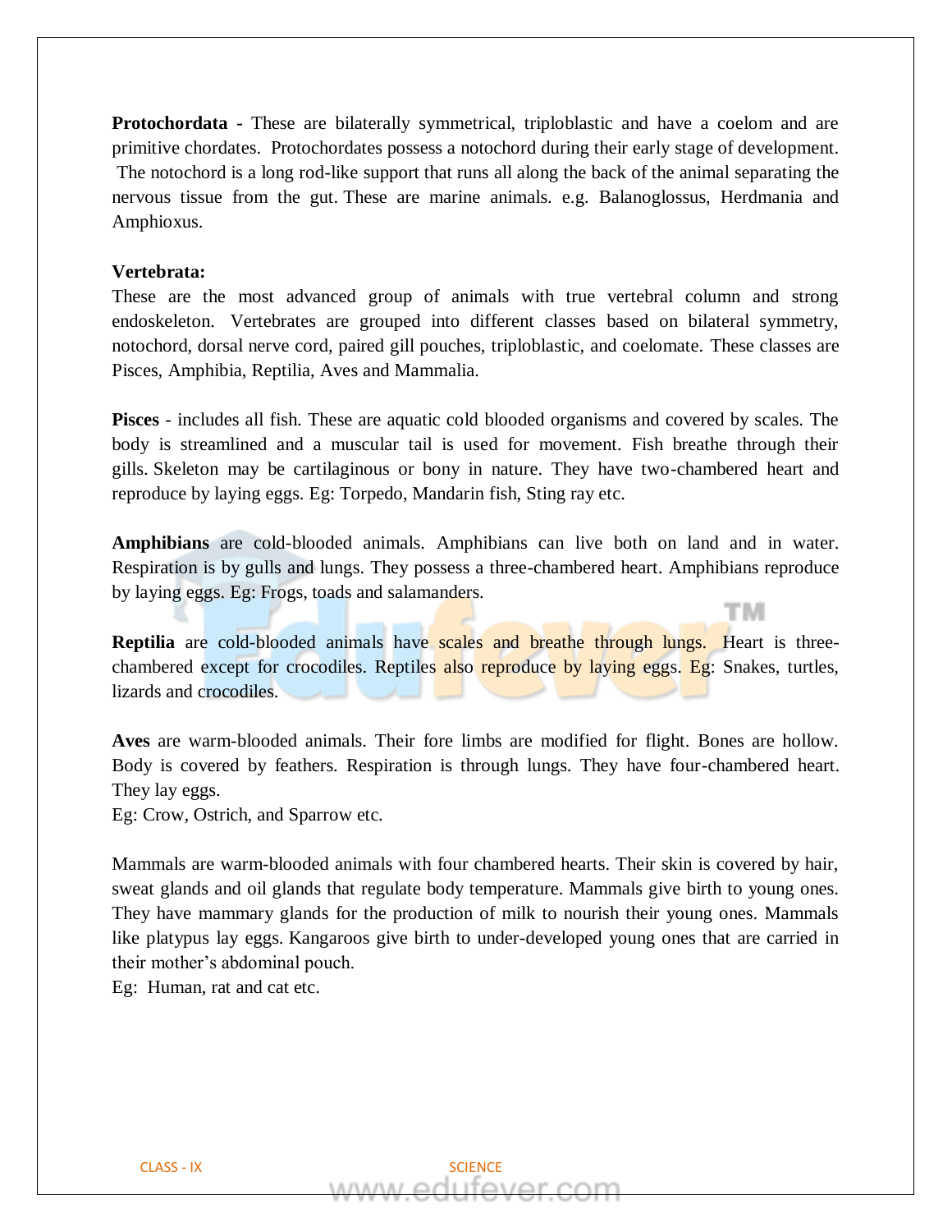**Protochordata -** These are bilaterally symmetrical, triploblastic and have a coelom and are primitive chordates. Protochordates possess a notochord during their early stage of development. The notochord is a long rod-like support that runs all along the back of the animal separating the nervous tissue from the gut. These are marine animals. e.g. Balanoglossus, Herdmania and Amphioxus.

**Vertebrata:**

These are the most advanced group of animals with true vertebral column and strong endoskeleton. Vertebrates are grouped into different classes based on bilateral symmetry, notochord, dorsal nerve cord, paired gill pouches, triploblastic, and coelomate. These classes are Pisces, Amphibia, Reptilia, Aves and Mammalia.

**Pisces** - includes all fish. These are aquatic cold blooded organisms and covered by scales. The body is streamlined and a muscular tail is used for movement. Fish breathe through their gills. Skeleton may be cartilaginous or bony in nature. They have two-chambered heart and reproduce by laying eggs. Eg: Torpedo, Mandarin fish, Sting ray etc.

**Amphibians** are cold-blooded animals. Amphibians can live both on land and in water. Respiration is by gulls and lungs. They possess a three-chambered heart. Amphibians reproduce by laying eggs. Eg: Frogs, toads and salamanders.

**Reptilia** are cold-blooded animals have scales and breathe through lungs. Heart is three-chambered except for crocodiles. Reptiles also reproduce by laying eggs. Eg: Snakes, turtles, lizards and crocodiles.

**Aves** are warm-blooded animals. Their fore limbs are modified for flight. Bones are hollow. Body is covered by feathers. Respiration is through lungs. They have four-chambered heart. They lay eggs.

Eg: Crow, Ostrich, and Sparrow etc.

Mammals are warm-blooded animals with four chambered hearts. Their skin is covered by hair, sweat glands and oil glands that regulate body temperature. Mammals give birth to young ones. They have mammary glands for the production of milk to nourish their young ones. Mammals like platypus lay eggs. Kangaroos give birth to under-developed young ones that are carried in their mother's abdominal pouch.

Eg: Human, rat and cat etc.